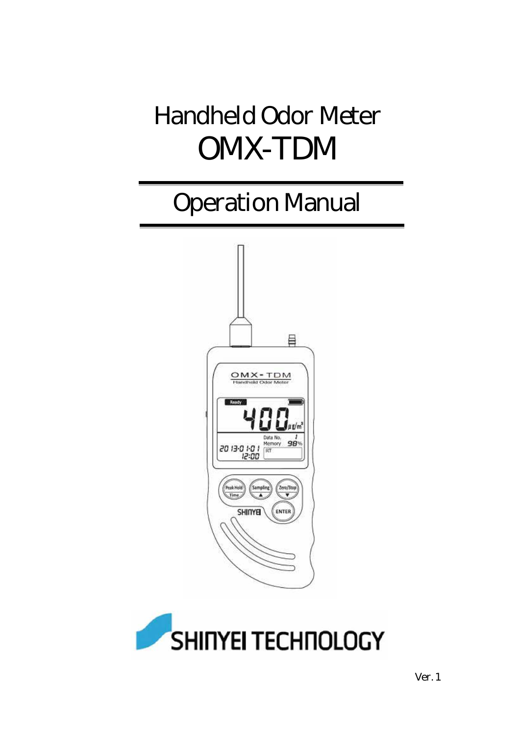# Handheld Odor Meter
# OMX-TDM

## Operation Manual

SHINYEI TECHNOLOGY

Ver. 1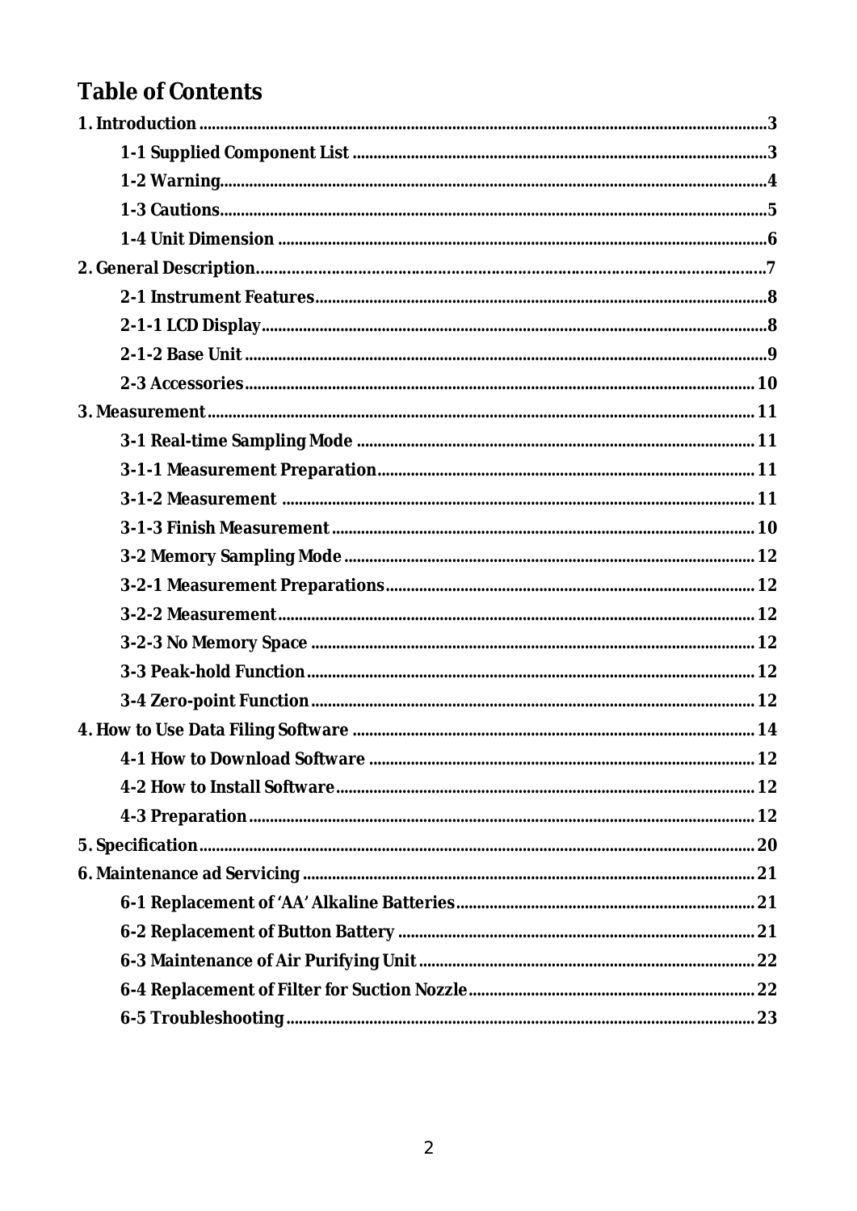# Table of Contents

1. Introduction ..... 3
    - 1-1 Supplied Component List ..... 3
    - 1-2 Warning ..... 4
    - 1-3 Cautions ..... 5
    - 1-4 Unit Dimension ..... 6
2. General Description ..... 7
    - 2-1 Instrument Features ..... 8
    - 2-1-1 LCD Display ..... 8
    - 2-1-2 Base Unit ..... 9
    - 2-3 Accessories ..... 10
3. Measurement ..... 11
    - 3-1 Real-time Sampling Mode ..... 11
    - 3-1-1 Measurement Preparation ..... 11
    - 3-1-2 Measurement ..... 11
    - 3-1-3 Finish Measurement ..... 10
    - 3-2 Memory Sampling Mode ..... 12
    - 3-2-1 Measurement Preparations ..... 12
    - 3-2-2 Measurement ..... 12
    - 3-2-3 No Memory Space ..... 12
    - 3-3 Peak-hold Function ..... 12
    - 3-4 Zero-point Function ..... 12
4. How to Use Data Filing Software ..... 14
    - 4-1 How to Download Software ..... 12
    - 4-2 How to Install Software ..... 12
    - 4-3 Preparation ..... 12
5. Specification ..... 20
6. Maintenance ad Servicing ..... 21
    - 6-1 Replacement of 'AA' Alkaline Batteries ..... 21
    - 6-2 Replacement of Button Battery ..... 21
    - 6-3 Maintenance of Air Purifying Unit ..... 22
    - 6-4 Replacement of Filter for Suction Nozzle ..... 22
    - 6-5 Troubleshooting ..... 23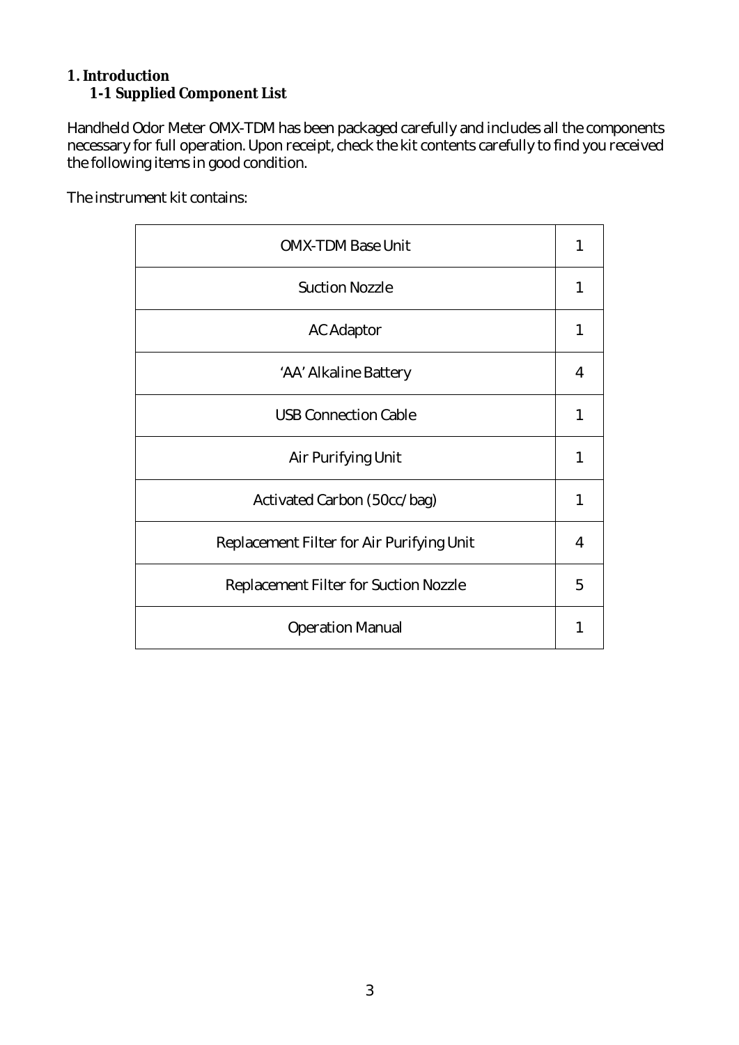# 1. Introduction

## 1-1 Supplied Component List

Handheld Odor Meter OMX-TDM has been packaged carefully and includes all the components necessary for full operation. Upon receipt, check the kit contents carefully to find you received the following items in good condition.

The instrument kit contains:

| Item | Qty |
|---|---|
| OMX-TDM Base Unit | 1 |
| Suction Nozzle | 1 |
| AC Adaptor | 1 |
| 'AA' Alkaline Battery | 4 |
| USB Connection Cable | 1 |
| Air Purifying Unit | 1 |
| Activated Carbon (50cc/bag) | 1 |
| Replacement Filter for Air Purifying Unit | 4 |
| Replacement Filter for Suction Nozzle | 5 |
| Operation Manual | 1 |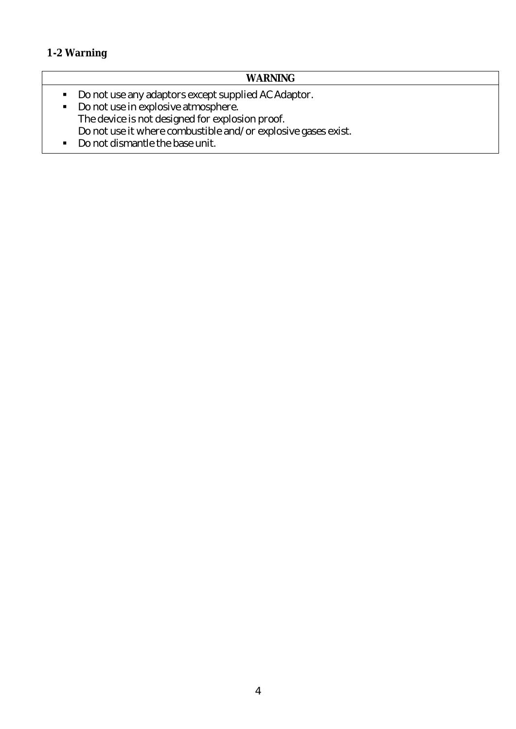## 1-2 Warning

| WARNING |
| --- |
| ▪ Do not use any adaptors except supplied AC Adaptor.<br>▪ Do not use in explosive atmosphere.<br>The device is not designed for explosion proof.<br>Do not use it where combustible and/or explosive gases exist.<br>▪ Do not dismantle the base unit. |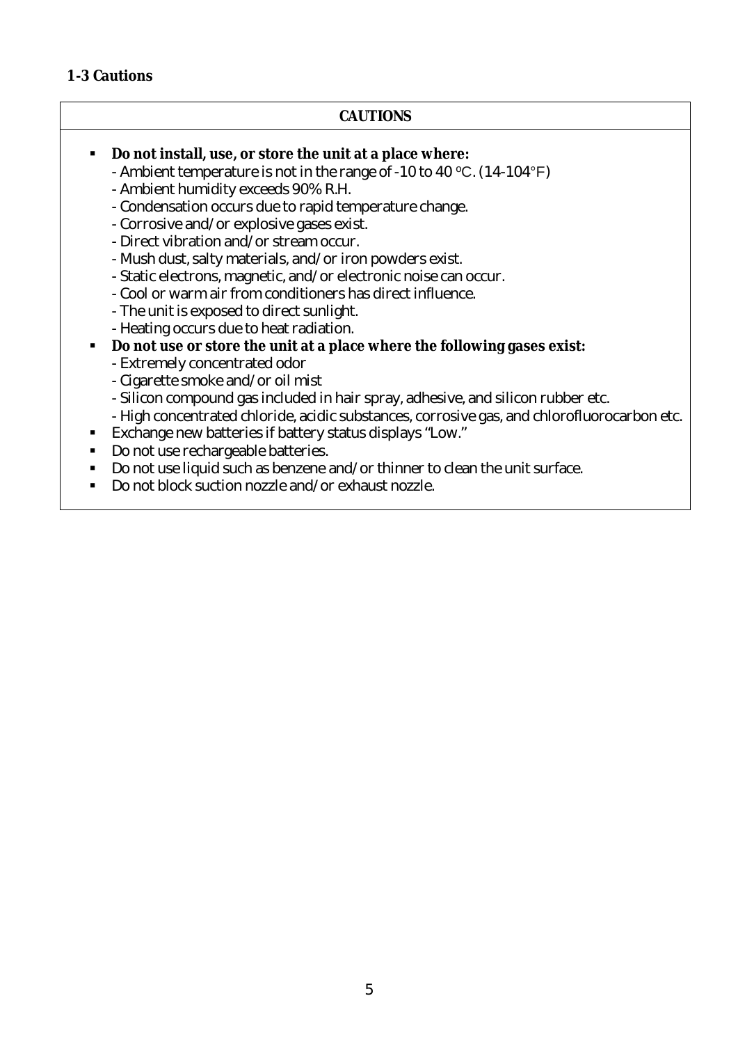## 1-3 Cautions

**CAUTIONS**

- **Do not install, use, or store the unit at a place where:**
  - Ambient temperature is not in the range of -10 to 40 °C. (14-104°F)
  - Ambient humidity exceeds 90% R.H.
  - Condensation occurs due to rapid temperature change.
  - Corrosive and/or explosive gases exist.
  - Direct vibration and/or stream occur.
  - Mush dust, salty materials, and/or iron powders exist.
  - Static electrons, magnetic, and/or electronic noise can occur.
  - Cool or warm air from conditioners has direct influence.
  - The unit is exposed to direct sunlight.
  - Heating occurs due to heat radiation.
- **Do not use or store the unit at a place where the following gases exist:**
  - Extremely concentrated odor
  - Cigarette smoke and/or oil mist
  - Silicon compound gas included in hair spray, adhesive, and silicon rubber etc.
  - High concentrated chloride, acidic substances, corrosive gas, and chlorofluorocarbon etc.
- Exchange new batteries if battery status displays "Low."
- Do not use rechargeable batteries.
- Do not use liquid such as benzene and/or thinner to clean the unit surface.
- Do not block suction nozzle and/or exhaust nozzle.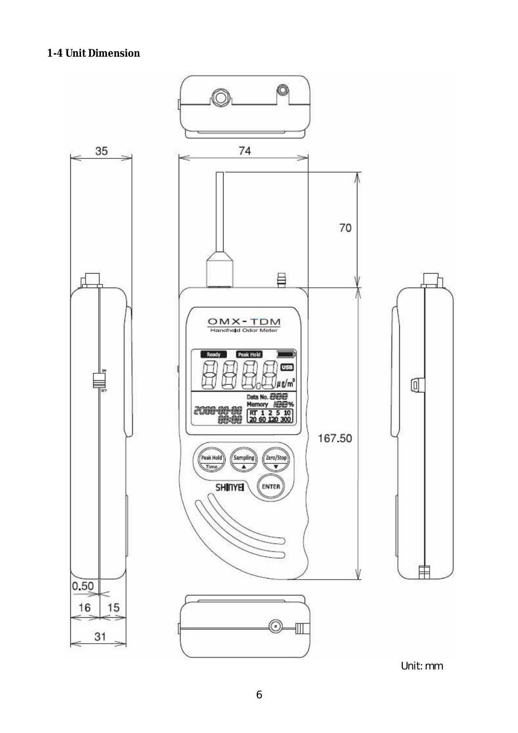## 1-4 Unit Dimension

Unit: mm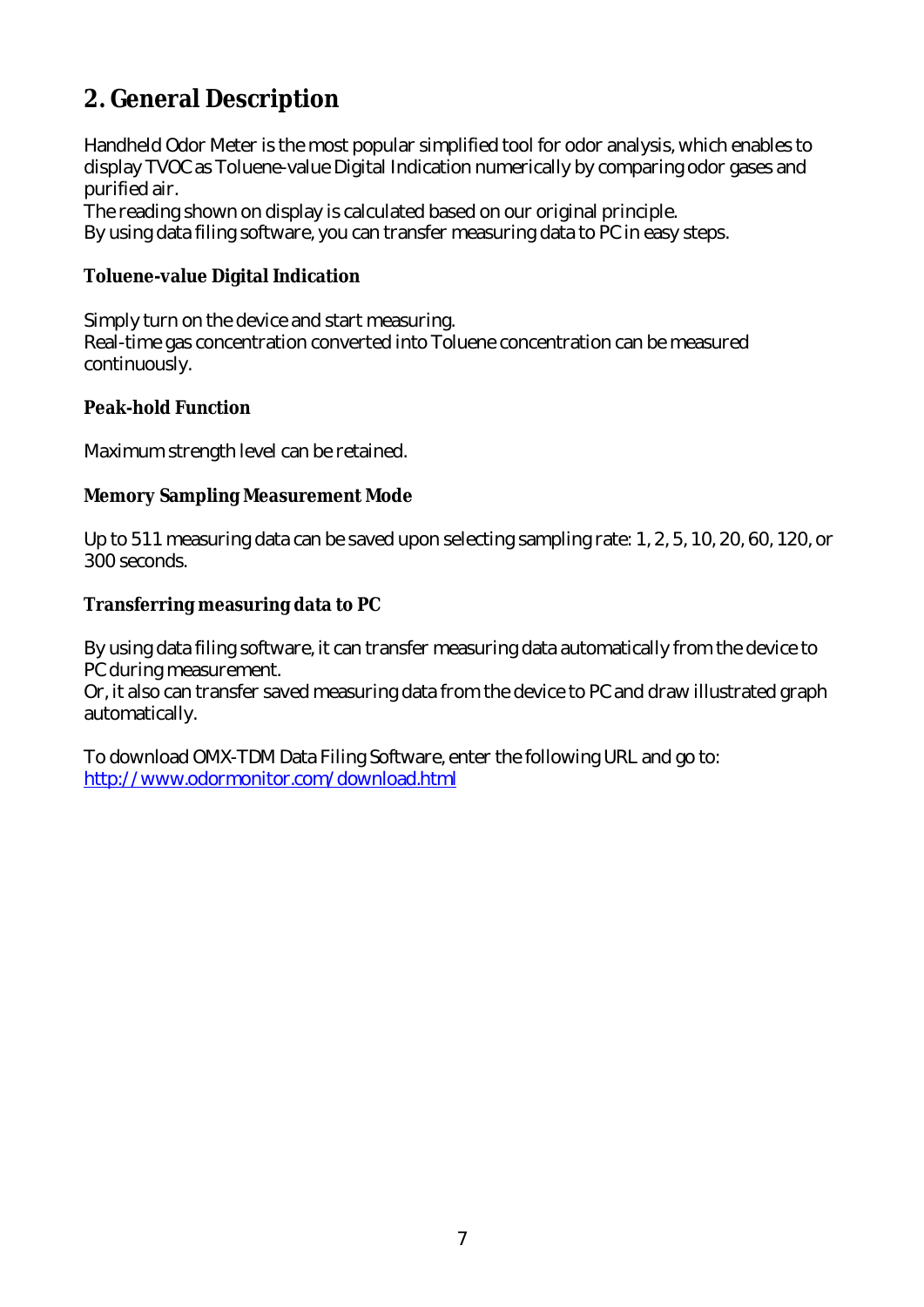## 2. General Description

Handheld Odor Meter is the most popular simplified tool for odor analysis, which enables to display TVOC as Toluene-value Digital Indication numerically by comparing odor gases and purified air.
The reading shown on display is calculated based on our original principle.
By using data filing software, you can transfer measuring data to PC in easy steps.

### Toluene-value Digital Indication

Simply turn on the device and start measuring.
Real-time gas concentration converted into Toluene concentration can be measured continuously.

### Peak-hold Function

Maximum strength level can be retained.

### Memory Sampling Measurement Mode

Up to 511 measuring data can be saved upon selecting sampling rate: 1, 2, 5, 10, 20, 60, 120, or 300 seconds.

### Transferring measuring data to PC

By using data filing software, it can transfer measuring data automatically from the device to PC during measurement.
Or, it also can transfer saved measuring data from the device to PC and draw illustrated graph automatically.

To download OMX-TDM Data Filing Software, enter the following URL and go to:
[http://www.odormonitor.com/download.html](http://www.odormonitor.com/download.html)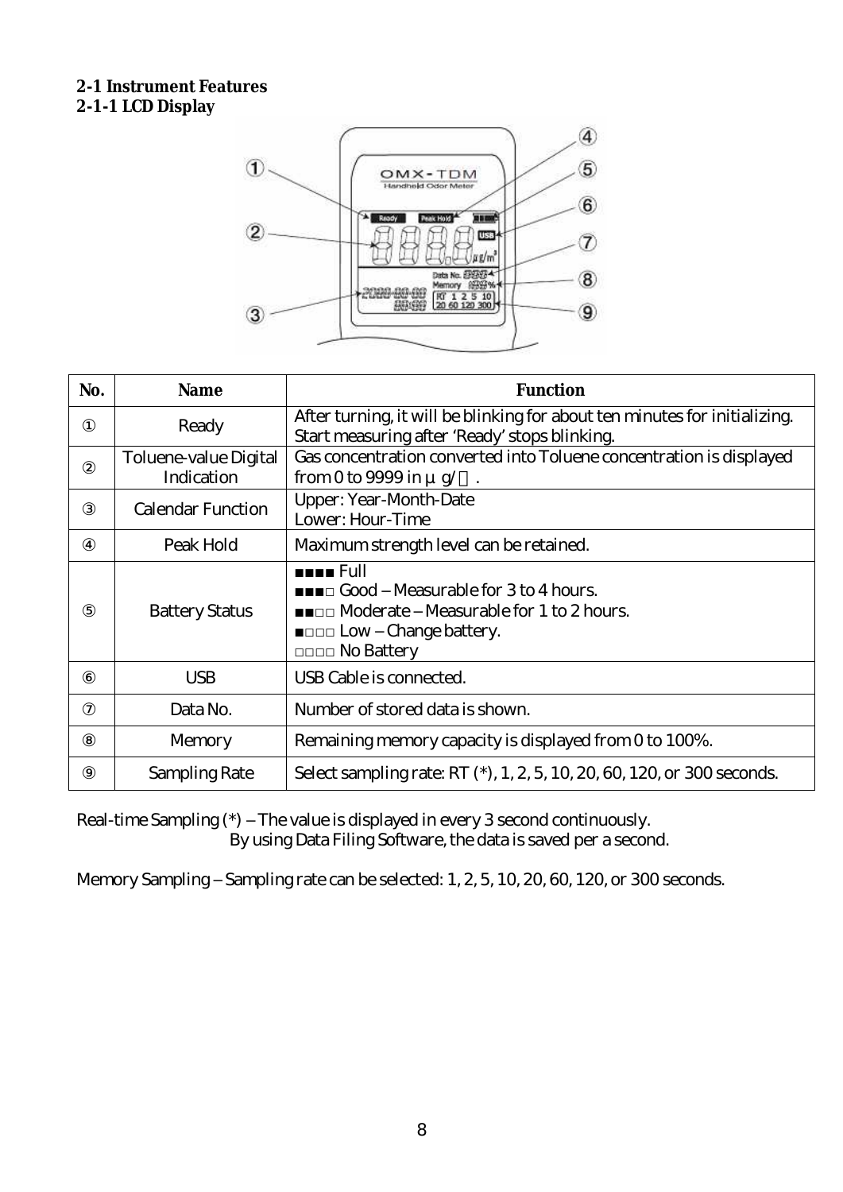## 2-1 Instrument Features

### 2-1-1 LCD Display

| No. | Name | Function |
|---|---|---|
| ① | Ready | After turning, it will be blinking for about ten minutes for initializing. Start measuring after 'Ready' stops blinking. |
| ② | Toluene-value Digital Indication | Gas concentration converted into Toluene concentration is displayed from 0 to 9999 in µg/㎥. |
| ③ | Calendar Function | Upper: Year-Month-Date<br>Lower: Hour-Time |
| ④ | Peak Hold | Maximum strength level can be retained. |
| ⑤ | Battery Status | ■■■■ Full<br>■■■□ Good – Measurable for 3 to 4 hours.<br>■■□□ Moderate – Measurable for 1 to 2 hours.<br>■□□□ Low – Change battery.<br>□□□□ No Battery |
| ⑥ | USB | USB Cable is connected. |
| ⑦ | Data No. | Number of stored data is shown. |
| ⑧ | Memory | Remaining memory capacity is displayed from 0 to 100%. |
| ⑨ | Sampling Rate | Select sampling rate: RT (*), 1, 2, 5, 10, 20, 60, 120, or 300 seconds. |

Real-time Sampling (*) – The value is displayed in every 3 second continuously.
By using Data Filing Software, the data is saved per a second.

Memory Sampling – Sampling rate can be selected: 1, 2, 5, 10, 20, 60, 120, or 300 seconds.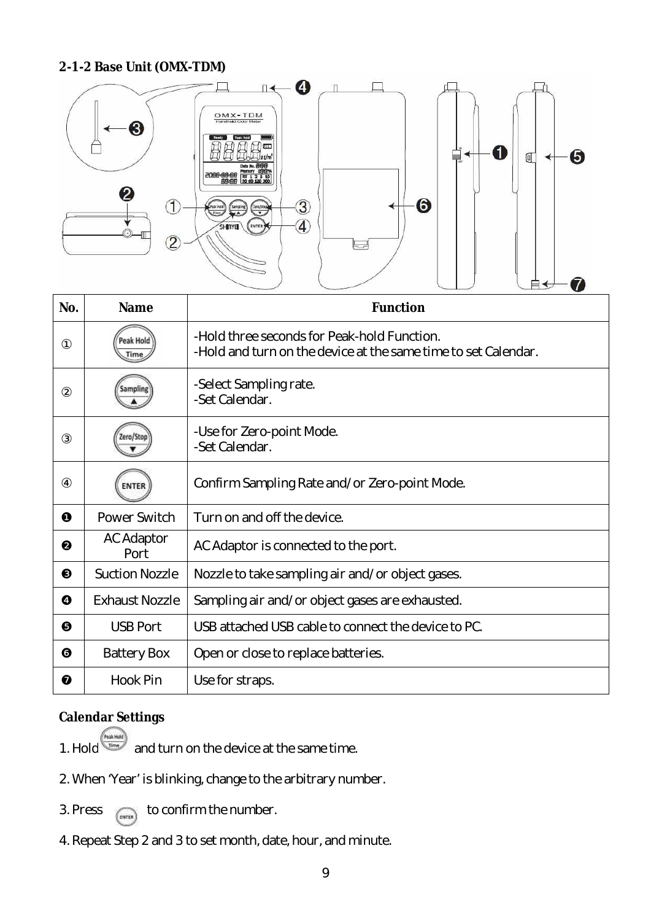### 2-1-2 Base Unit (OMX-TDM)

| No. | Name | Function |
|---|---|---|
| ① | Peak Hold / Time | -Hold three seconds for Peak-hold Function.<br>-Hold and turn on the device at the same time to set Calendar. |
| ② | Sampling ▲ | -Select Sampling rate.<br>-Set Calendar. |
| ③ | Zero/Stop ▼ | -Use for Zero-point Mode.<br>-Set Calendar. |
| ④ | ENTER | Confirm Sampling Rate and/or Zero-point Mode. |
| ❶ | Power Switch | Turn on and off the device. |
| ❷ | AC Adaptor Port | AC Adaptor is connected to the port. |
| ❸ | Suction Nozzle | Nozzle to take sampling air and/or object gases. |
| ❹ | Exhaust Nozzle | Sampling air and/or object gases are exhausted. |
| ❺ | USB Port | USB attached USB cable to connect the device to PC. |
| ❻ | Battery Box | Open or close to replace batteries. |
| ❼ | Hook Pin | Use for straps. |

**Calendar Settings**

1. Hold (Peak Hold / Time) and turn on the device at the same time.

2. When 'Year' is blinking, change to the arbitrary number.

3. Press (ENTER) to confirm the number.

4. Repeat Step 2 and 3 to set month, date, hour, and minute.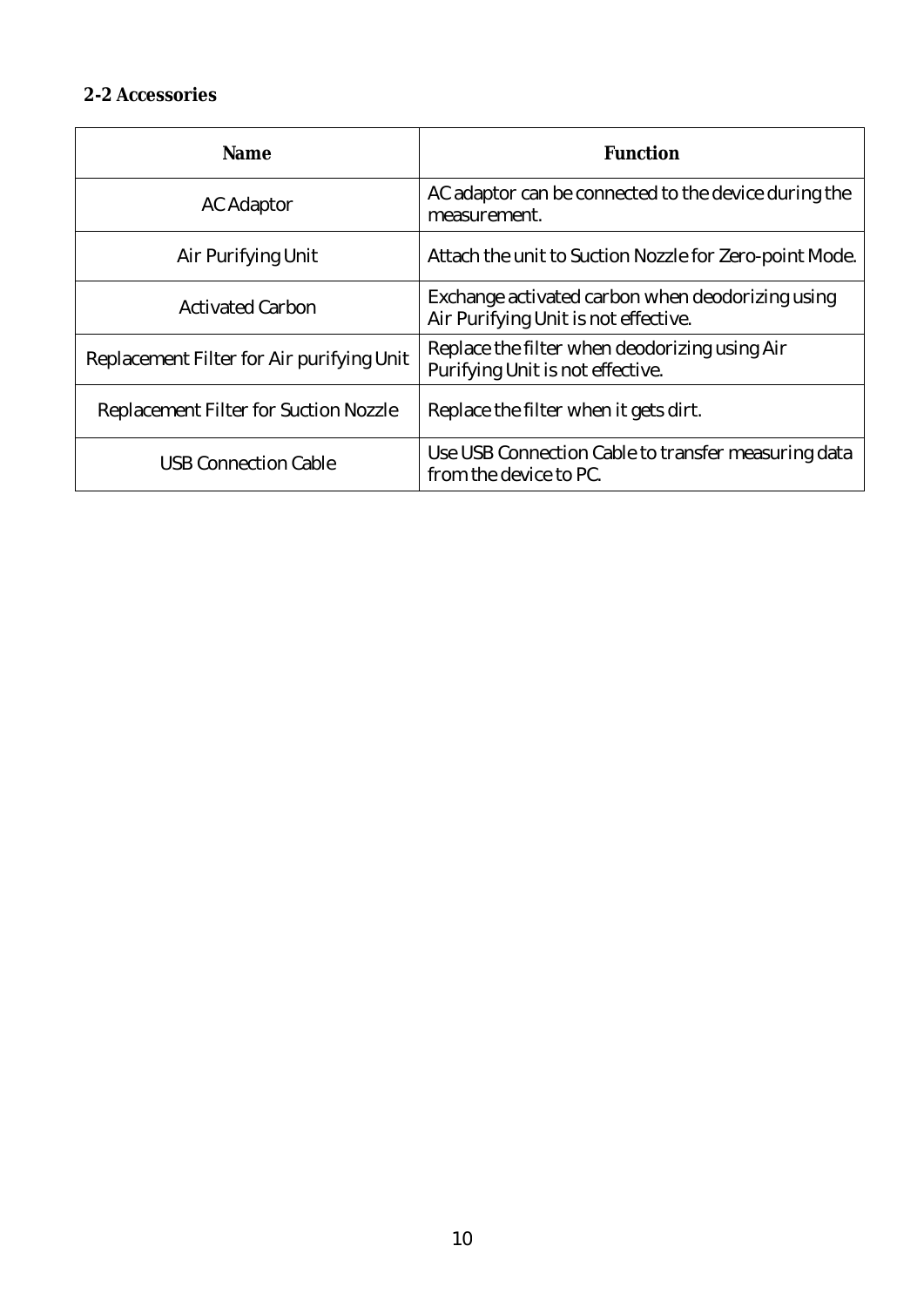## 2-2 Accessories

| Name | Function |
|---|---|
| AC Adaptor | AC adaptor can be connected to the device during the measurement. |
| Air Purifying Unit | Attach the unit to Suction Nozzle for Zero-point Mode. |
| Activated Carbon | Exchange activated carbon when deodorizing using Air Purifying Unit is not effective. |
| Replacement Filter for Air purifying Unit | Replace the filter when deodorizing using Air Purifying Unit is not effective. |
| Replacement Filter for Suction Nozzle | Replace the filter when it gets dirt. |
| USB Connection Cable | Use USB Connection Cable to transfer measuring data from the device to PC. |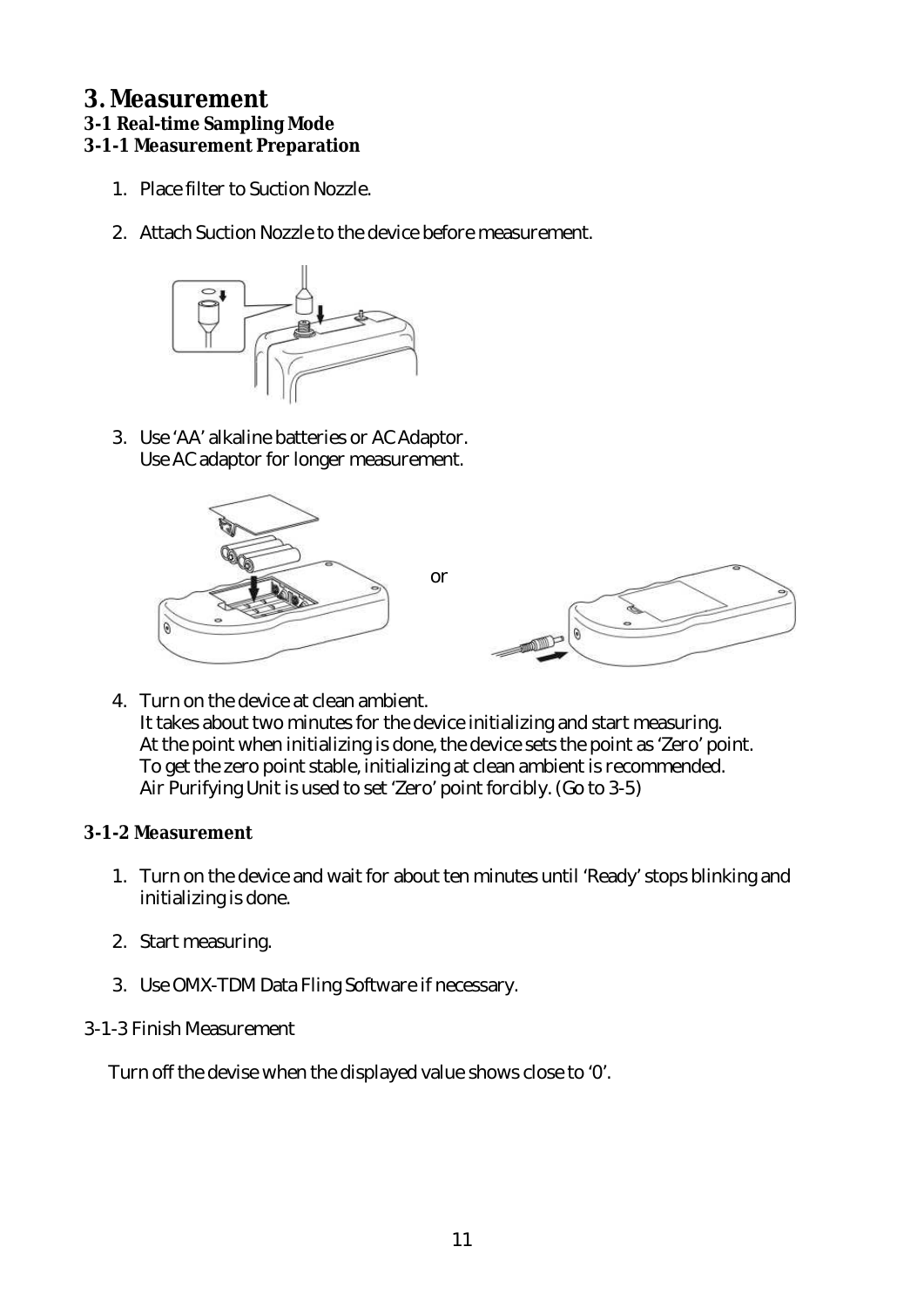# 3. Measurement

### 3-1 Real-time Sampling Mode

#### 3-1-1 Measurement Preparation

1. Place filter to Suction Nozzle.

2. Attach Suction Nozzle to the device before measurement.

3. Use 'AA' alkaline batteries or AC Adaptor.
   Use AC adaptor for longer measurement.

or

4. Turn on the device at clean ambient.
   It takes about two minutes for the device initializing and start measuring.
   At the point when initializing is done, the device sets the point as 'Zero' point.
   To get the zero point stable, initializing at clean ambient is recommended.
   Air Purifying Unit is used to set 'Zero' point forcibly. (Go to 3-5)

#### 3-1-2 Measurement

1. Turn on the device and wait for about ten minutes until 'Ready' stops blinking and initializing is done.

2. Start measuring.

3. Use OMX-TDM Data Fling Software if necessary.

3-1-3 Finish Measurement

Turn off the devise when the displayed value shows close to '0'.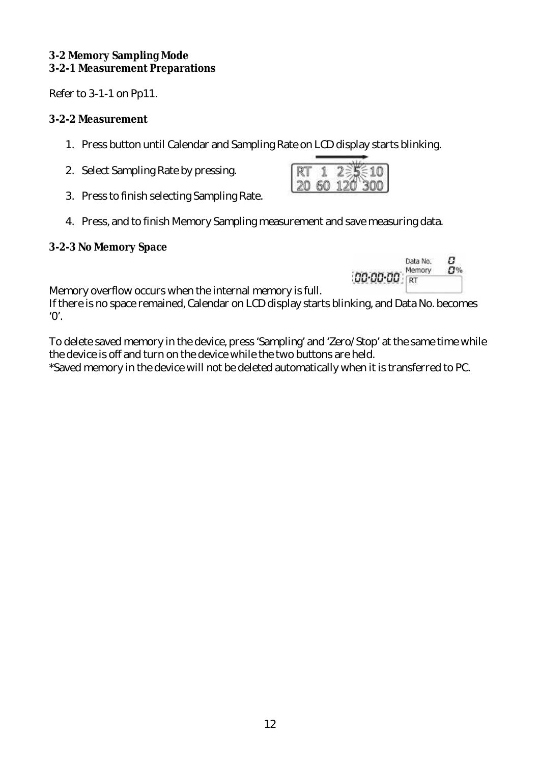**3-2 Memory Sampling Mode**
**3-2-1 Measurement Preparations**

Refer to 3-1-1 on Pp11.

**3-2-2 Measurement**

1. Press button until Calendar and Sampling Rate on LCD display starts blinking.
2. Select Sampling Rate by pressing.
3. Press to finish selecting Sampling Rate.
4. Press, and to finish Memory Sampling measurement and save measuring data.

**3-2-3 No Memory Space**

Memory overflow occurs when the internal memory is full.
If there is no space remained, Calendar on LCD display starts blinking, and Data No. becomes '0'.

To delete saved memory in the device, press 'Sampling' and 'Zero/Stop' at the same time while the device is off and turn on the device while the two buttons are held.
*Saved memory in the device will not be deleted automatically when it is transferred to PC.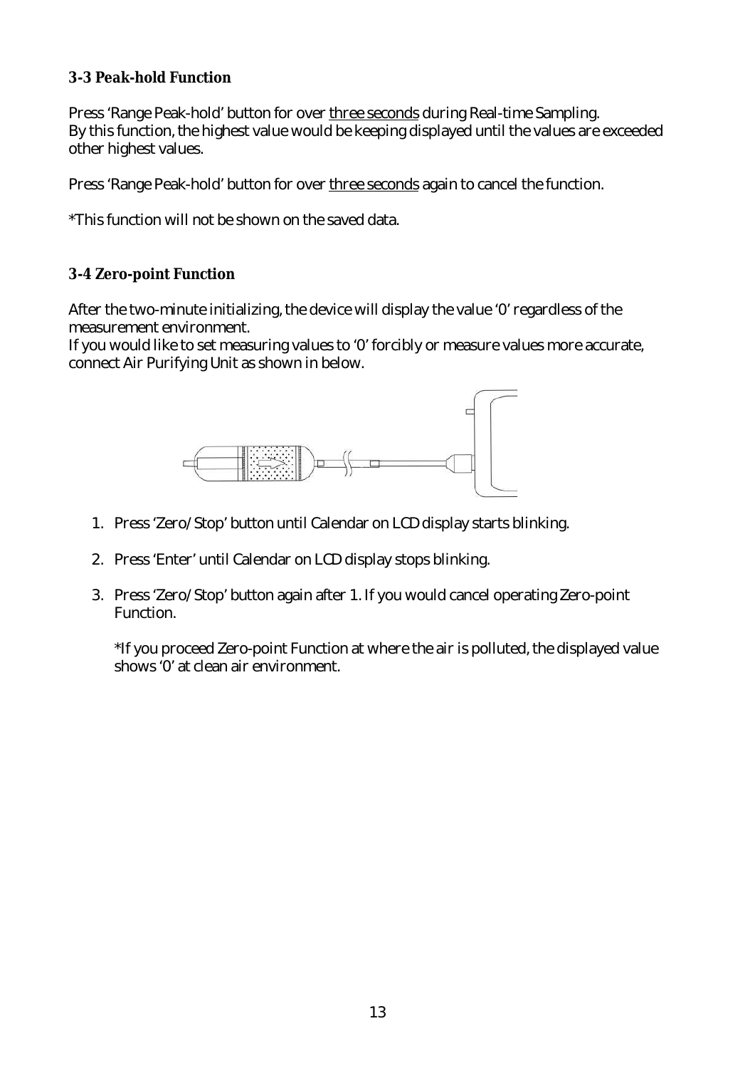### 3-3 Peak-hold Function

Press 'Range Peak-hold' button for over <u>three seconds</u> during Real-time Sampling.
By this function, the highest value would be keeping displayed until the values are exceeded other highest values.

Press 'Range Peak-hold' button for over <u>three seconds</u> again to cancel the function.

*This function will not be shown on the saved data.

### 3-4 Zero-point Function

After the two-minute initializing, the device will display the value '0' regardless of the measurement environment.
If you would like to set measuring values to '0' forcibly or measure values more accurate, connect Air Purifying Unit as shown in below.

1. Press 'Zero/Stop' button until Calendar on LCD display starts blinking.

2. Press 'Enter' until Calendar on LCD display stops blinking.

3. Press 'Zero/Stop' button again after 1. If you would cancel operating Zero-point Function.

   *If you proceed Zero-point Function at where the air is polluted, the displayed value shows '0' at clean air environment.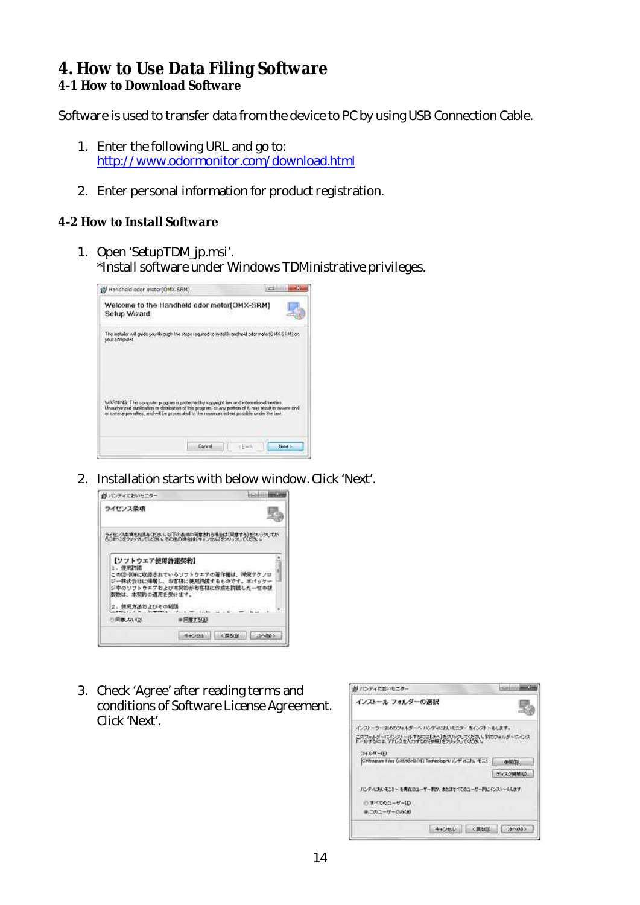# 4. How to Use Data Filing Software

## 4-1 How to Download Software

Software is used to transfer data from the device to PC by using USB Connection Cable.

1. Enter the following URL and go to:
   http://www.odormonitor.com/download.html

2. Enter personal information for product registration.

## 4-2 How to Install Software

1. Open 'SetupTDM_jp.msi'.
   *Install software under Windows TDMinistrative privileges.

2. Installation starts with below window. Click 'Next'.

3. Check 'Agree' after reading terms and conditions of Software License Agreement. Click 'Next'.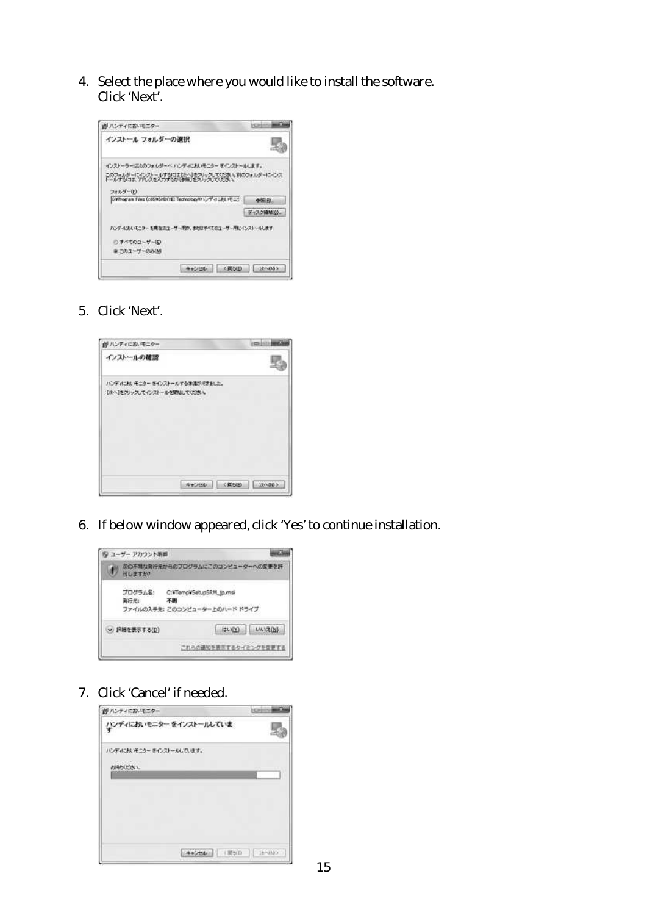4. Select the place where you would like to install the software. Click 'Next'.

5. Click 'Next'.

6. If below window appeared, click 'Yes' to continue installation.

7. Click 'Cancel' if needed.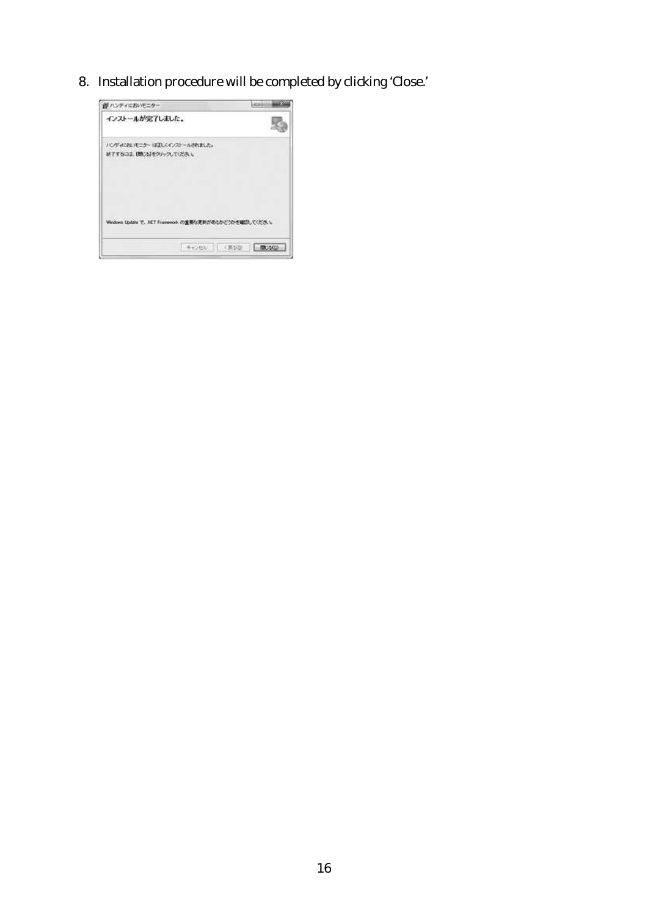8. Installation procedure will be completed by clicking 'Close.'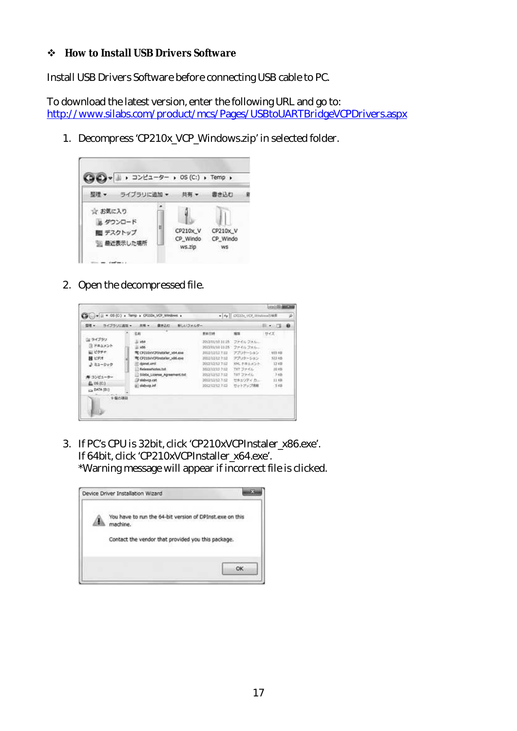### ❖ How to Install USB Drivers Software

Install USB Drivers Software before connecting USB cable to PC.

To download the latest version, enter the following URL and go to:
http://www.silabs.com/product/mcs/Pages/USBtoUARTBridgeVCPDrivers.aspx

1. Decompress ‘CP210x_VCP_Windows.zip’ in selected folder.

2. Open the decompressed file.

3. If PC’s CPU is 32bit, click ‘CP210xVCPInstaler_x86.exe’.
   If 64bit, click ‘CP210xVCPInstaller_x64.exe’.
   *Warning message will appear if incorrect file is clicked.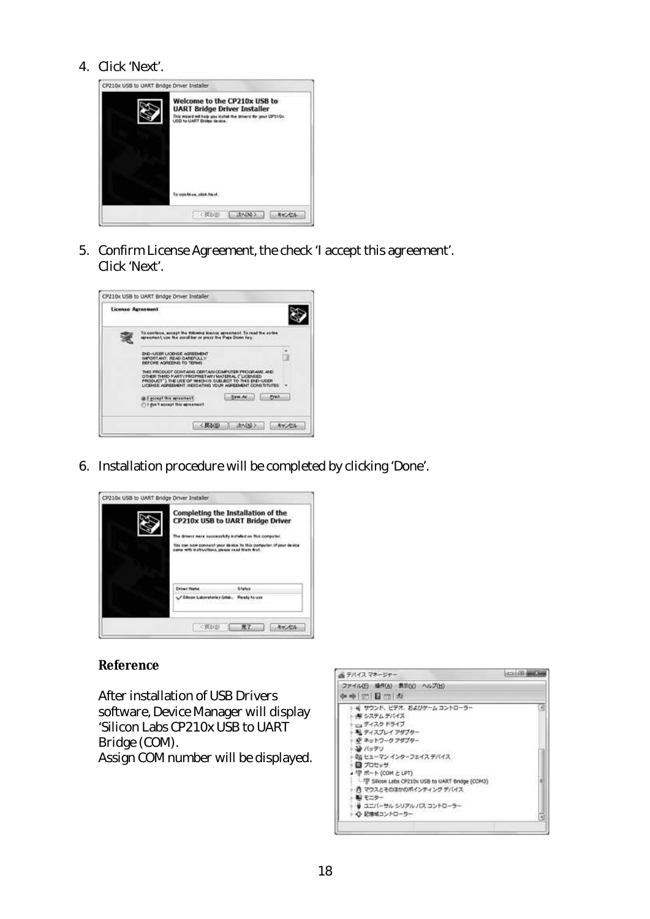4. Click 'Next'.

5. Confirm License Agreement, the check 'I accept this agreement'.
   Click 'Next'.

6. Installation procedure will be completed by clicking 'Done'.

**Reference**

After installation of USB Drivers software, Device Manager will display 'Silicon Labs CP210x USB to UART Bridge (COM).
Assign COM number will be displayed.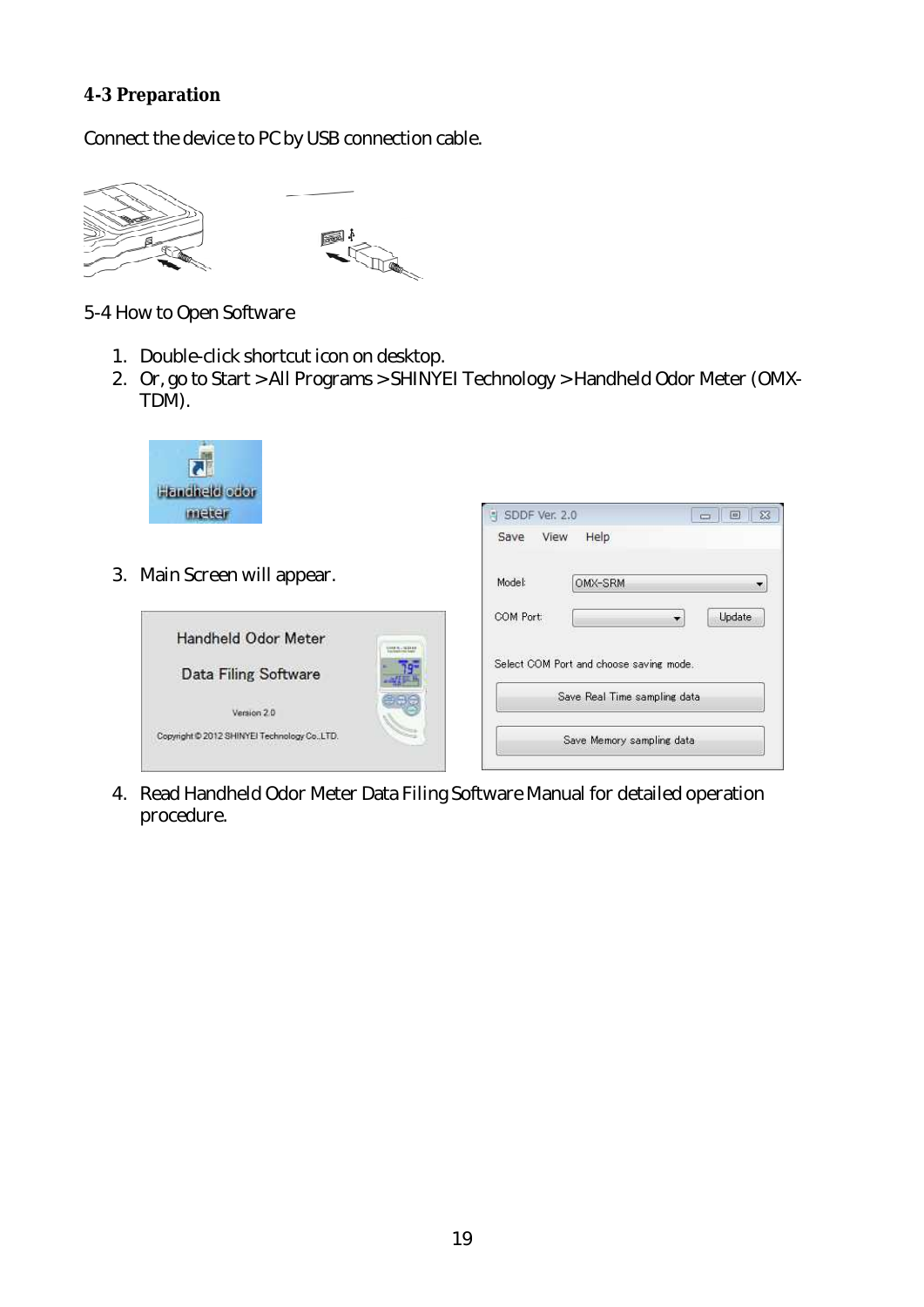### 4-3 Preparation

Connect the device to PC by USB connection cable.

5-4 How to Open Software

1. Double-click shortcut icon on desktop.
2. Or, go to Start > All Programs > SHINYEI Technology > Handheld Odor Meter (OMX-TDM).
3. Main Screen will appear.
4. Read Handheld Odor Meter Data Filing Software Manual for detailed operation procedure.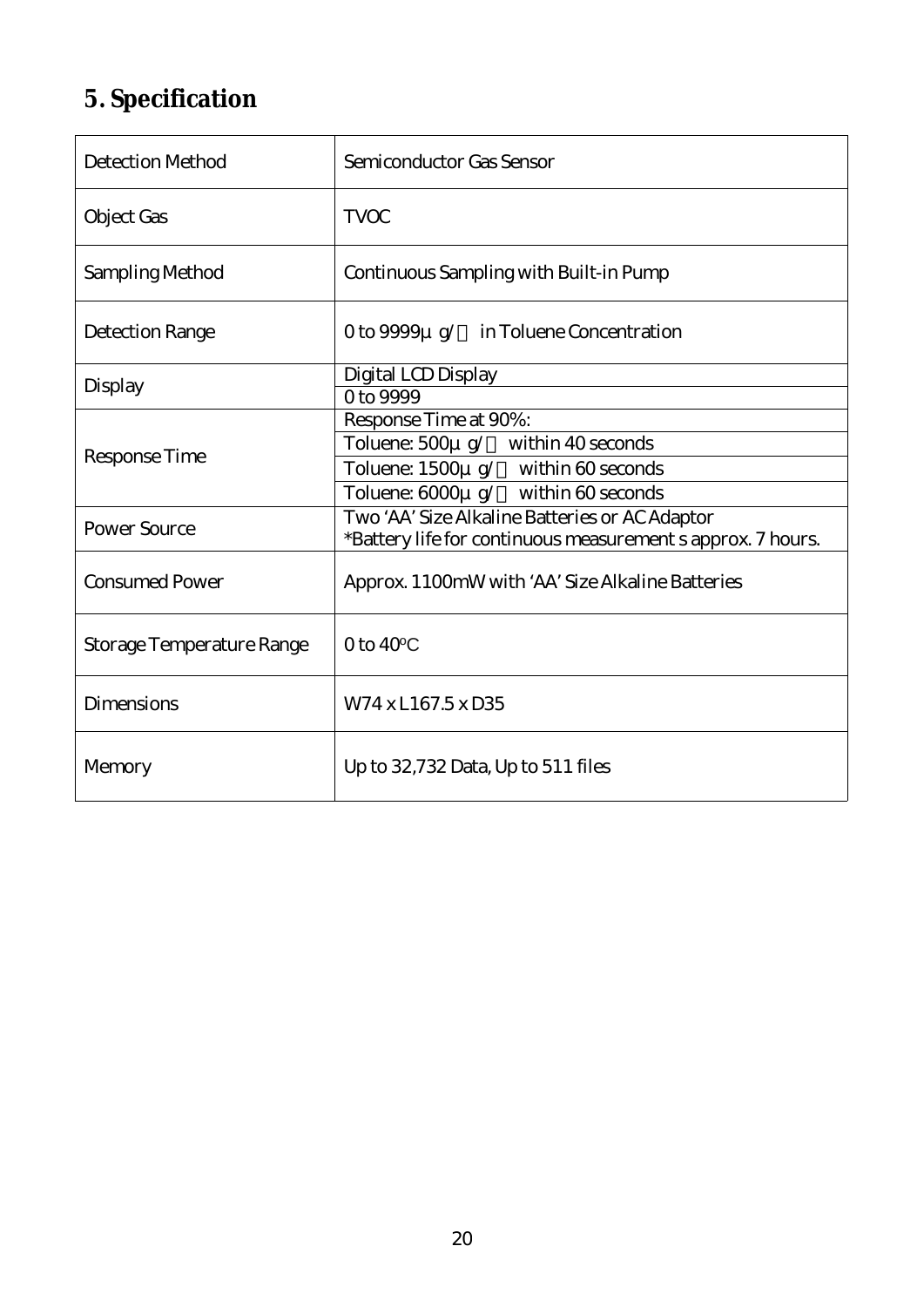# 5. Specification

| | |
|---|---|
| Detection Method | Semiconductor Gas Sensor |
| Object Gas | TVOC |
| Sampling Method | Continuous Sampling with Built-in Pump |
| Detection Range | 0 to 9999μg/ in Toluene Concentration |
| Display | Digital LCD Display |
| | 0 to 9999 |
| Response Time | Response Time at 90%: |
| | Toluene: 500μg/ within 40 seconds |
| | Toluene: 1500μg/ within 60 seconds |
| | Toluene: 6000μg/ within 60 seconds |
| Power Source | Two 'AA' Size Alkaline Batteries or AC Adaptor<br>*Battery life for continuous measurement s approx. 7 hours. |
| Consumed Power | Approx. 1100mW with 'AA' Size Alkaline Batteries |
| Storage Temperature Range | 0 to 40ºC |
| Dimensions | W74 x L167.5 x D35 |
| Memory | Up to 32,732 Data, Up to 511 files |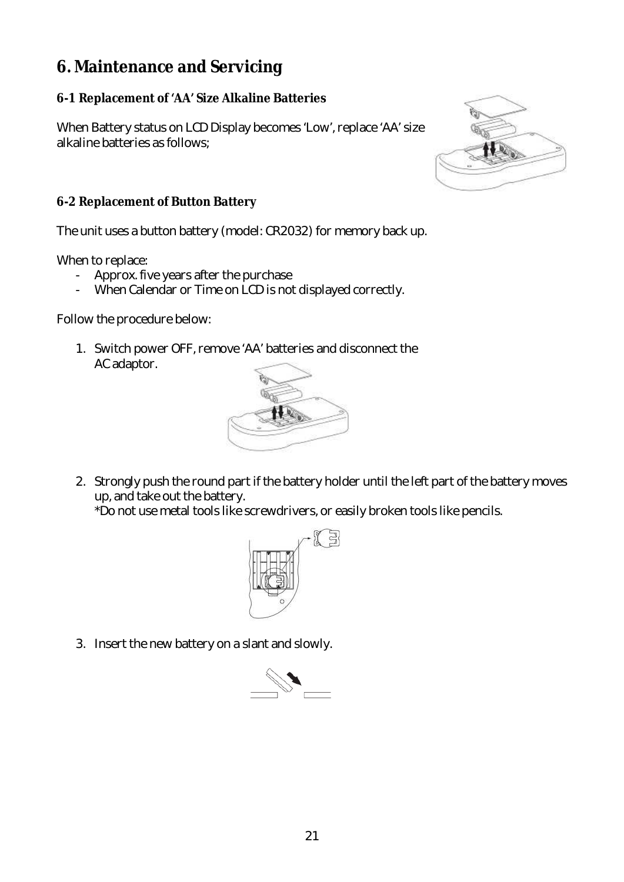# 6. Maintenance and Servicing

## 6-1 Replacement of 'AA' Size Alkaline Batteries

When Battery status on LCD Display becomes 'Low', replace 'AA' size alkaline batteries as follows;

## 6-2 Replacement of Button Battery

The unit uses a button battery (model: CR2032) for memory back up.

When to replace:

- Approx. five years after the purchase
- When Calendar or Time on LCD is not displayed correctly.

Follow the procedure below:

1. Switch power OFF, remove 'AA' batteries and disconnect the AC adaptor.
2. Strongly push the round part if the battery holder until the left part of the battery moves up, and take out the battery.
   *Do not use metal tools like screwdrivers, or easily broken tools like pencils.
3. Insert the new battery on a slant and slowly.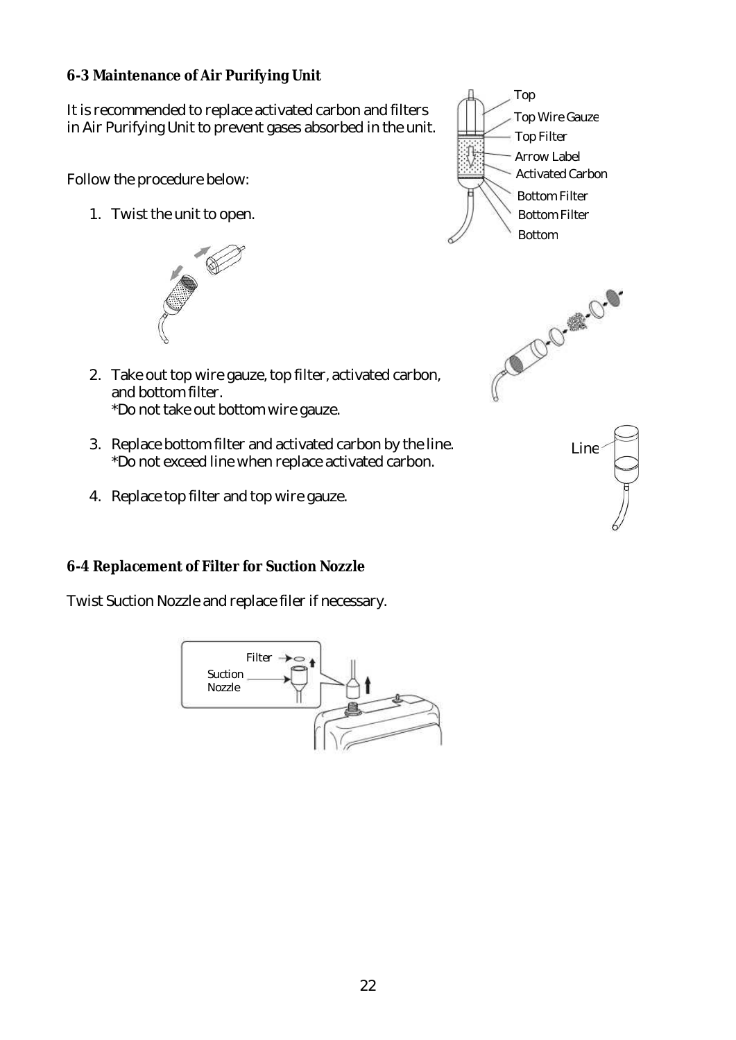### 6-3 Maintenance of Air Purifying Unit

It is recommended to replace activated carbon and filters in Air Purifying Unit to prevent gases absorbed in the unit.

Top
Top Wire Gauze
Top Filter
Arrow Label
Activated Carbon
Bottom Filter
Bottom Filter
Bottom

Follow the procedure below:

1. Twist the unit to open.

2. Take out top wire gauze, top filter, activated carbon, and bottom filter.
   *Do not take out bottom wire gauze.

3. Replace bottom filter and activated carbon by the line.
   *Do not exceed line when replace activated carbon.

4. Replace top filter and top wire gauze.

Line

### 6-4 Replacement of Filter for Suction Nozzle

Twist Suction Nozzle and replace filer if necessary.

Filter
Suction Nozzle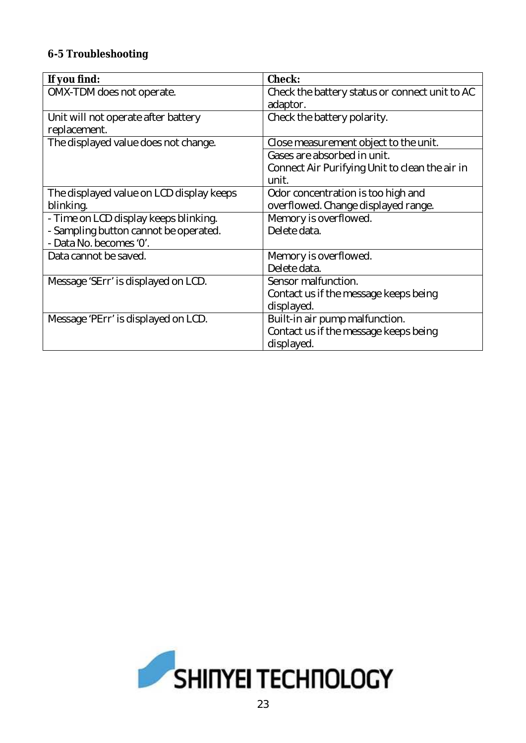### 6-5 Troubleshooting

| If you find: | Check: |
|---|---|
| OMX-TDM does not operate. | Check the battery status or connect unit to AC adaptor. |
| Unit will not operate after battery replacement. | Check the battery polarity. |
| The displayed value does not change. | Close measurement object to the unit. |
| | Gases are absorbed in unit. Connect Air Purifying Unit to clean the air in unit. |
| The displayed value on LCD display keeps blinking. | Odor concentration is too high and overflowed. Change displayed range. |
| - Time on LCD display keeps blinking.<br>- Sampling button cannot be operated.<br>- Data No. becomes '0'. | Memory is overflowed. Delete data. |
| Data cannot be saved. | Memory is overflowed. Delete data. |
| Message 'SErr' is displayed on LCD. | Sensor malfunction. Contact us if the message keeps being displayed. |
| Message 'PErr' is displayed on LCD. | Built-in air pump malfunction. Contact us if the message keeps being displayed. |

SHINYEI TECHNOLOGY